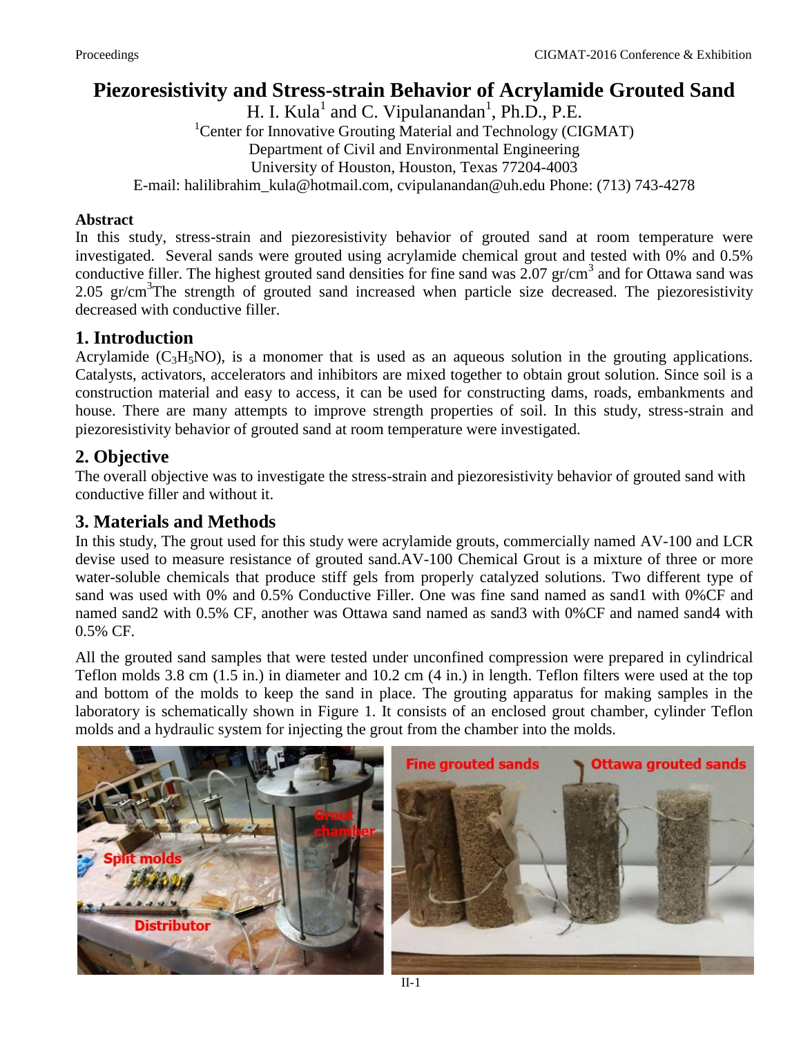# Piezoresistivity and Stress-strain Behavior of Acrylamide Grouted Sand

H. I. Kula[1] and C. Vipulanandan[1], Ph.D., P.E.

[1]Center for Innovative Grouting Material and Technology (CIGMAT)
Department of Civil and Environmental Engineering
University of Houston, Houston, Texas 77204-4003
E-mail: halilibrahim_kula@hotmail.com, cvipulanandan@uh.edu Phone: (713) 743-4278

**Abstract**

In this study, stress-strain and piezoresistivity behavior of grouted sand at room temperature were investigated. Several sands were grouted using acrylamide chemical grout and tested with 0% and 0.5% conductive filler. The highest grouted sand densities for fine sand was 2.07 gr/cm$^3$ and for Ottawa sand was 2.05 gr/cm$^3$The strength of grouted sand increased when particle size decreased. The piezoresistivity decreased with conductive filler.

## 1. Introduction

Acrylamide ($C_3H_5NO$), is a monomer that is used as an aqueous solution in the grouting applications. Catalysts, activators, accelerators and inhibitors are mixed together to obtain grout solution. Since soil is a construction material and easy to access, it can be used for constructing dams, roads, embankments and house. There are many attempts to improve strength properties of soil. In this study, stress-strain and piezoresistivity behavior of grouted sand at room temperature were investigated.

## 2. Objective

The overall objective was to investigate the stress-strain and piezoresistivity behavior of grouted sand with conductive filler and without it.

## 3. Materials and Methods

In this study, The grout used for this study were acrylamide grouts, commercially named AV-100 and LCR devise used to measure resistance of grouted sand.AV-100 Chemical Grout is a mixture of three or more water-soluble chemicals that produce stiff gels from properly catalyzed solutions. Two different type of sand was used with 0% and 0.5% Conductive Filler. One was fine sand named as sand1 with 0%CF and named sand2 with 0.5% CF, another was Ottawa sand named as sand3 with 0%CF and named sand4 with 0.5% CF.

All the grouted sand samples that were tested under unconfined compression were prepared in cylindrical Teflon molds 3.8 cm (1.5 in.) in diameter and 10.2 cm (4 in.) in length. Teflon filters were used at the top and bottom of the molds to keep the sand in place. The grouting apparatus for making samples in the laboratory is schematically shown in Figure 1. It consists of an enclosed grout chamber, cylinder Teflon molds and a hydraulic system for injecting the grout from the chamber into the molds.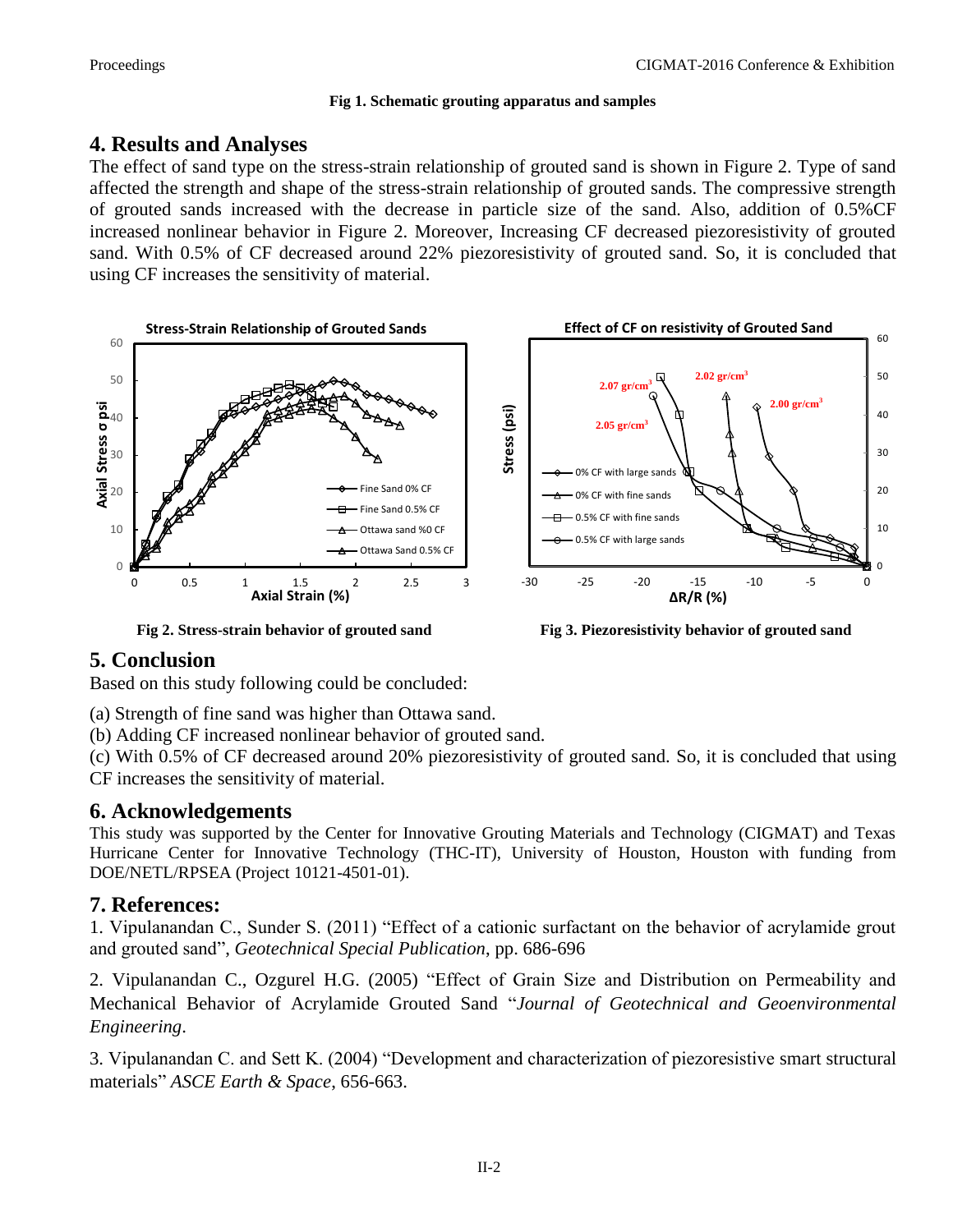**Fig 1. Schematic grouting apparatus and samples**

# 4. Results and Analyses

The effect of sand type on the stress-strain relationship of grouted sand is shown in Figure 2. Type of sand affected the strength and shape of the stress-strain relationship of grouted sands. The compressive strength of grouted sands increased with the decrease in particle size of the sand. Also, addition of 0.5%CF increased nonlinear behavior in Figure 2. Moreover, Increasing CF decreased piezoresistivity of grouted sand. With 0.5% of CF decreased around 22% piezoresistivity of grouted sand. So, it is concluded that using CF increases the sensitivity of material.

Stress-Strain Relationship of Grouted Sands

Axial Stress σ psi

Axial Strain (%)

0
10
20
30
40
50
60

0
0.5
1
1.5
2
2.5
3

Fine Sand 0% CF
Fine Sand 0.5% CF
Ottawa sand %0 CF
Ottawa Sand 0.5% CF

**Fig 2. Stress-strain behavior of grouted sand**

Effect of CF on resistivity of Grouted Sand

Stress (psi)

ΔR/R (%)

-30
-25
-20
-15
-10
-5
0

0
10
20
30
40
50
60

2.07 gr/cm$^3$
2.02 gr/cm$^3$
2.00 gr/cm$^3$
2.05 gr/cm$^3$

0% CF with large sands
0% CF with fine sands
0.5% CF with fine sands
0.5% CF with large sands

**Fig 3. Piezoresistivity behavior of grouted sand**

# 5. Conclusion

Based on this study following could be concluded:

(a) Strength of fine sand was higher than Ottawa sand.

(b) Adding CF increased nonlinear behavior of grouted sand.

(c) With 0.5% of CF decreased around 20% piezoresistivity of grouted sand. So, it is concluded that using CF increases the sensitivity of material.

# 6. Acknowledgements

This study was supported by the Center for Innovative Grouting Materials and Technology (CIGMAT) and Texas Hurricane Center for Innovative Technology (THC-IT), University of Houston, Houston with funding from DOE/NETL/RPSEA (Project 10121-4501-01).

# 7. References:

1. Vipulanandan C., Sunder S. (2011) "Effect of a cationic surfactant on the behavior of acrylamide grout and grouted sand", *Geotechnical Special Publication*, pp. 686-696

2. Vipulanandan C., Ozgurel H.G. (2005) "Effect of Grain Size and Distribution on Permeability and Mechanical Behavior of Acrylamide Grouted Sand "*Journal of Geotechnical and Geoenvironmental Engineering*.

3. Vipulanandan C. and Sett K. (2004) "Development and characterization of piezoresistive smart structural materials" *ASCE Earth & Space*, 656-663.